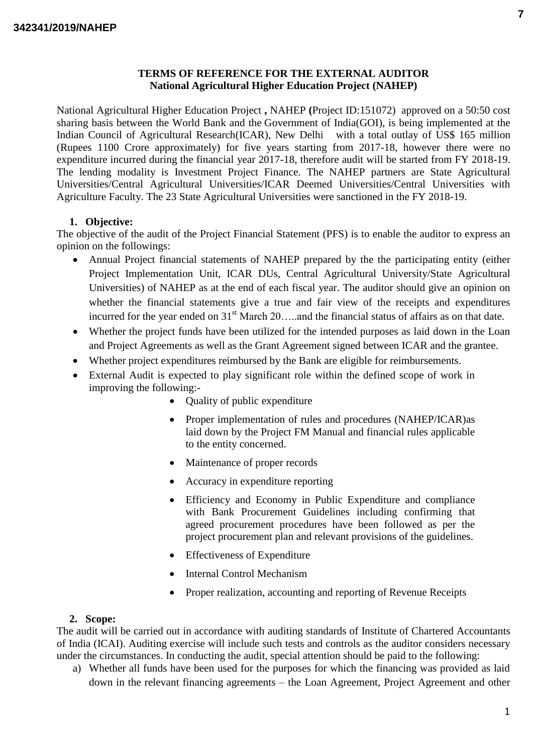**TERMS OF REFERENCE FOR THE EXTERNAL AUDITOR**
**National Agricultural Higher Education Project (NAHEP)**

National Agricultural Higher Education Project **,** NAHEP **(**Project ID:151072) approved on a 50:50 cost sharing basis between the World Bank and the Government of India(GOI), is being implemented at the Indian Council of Agricultural Research(ICAR), New Delhi with a total outlay of US$ 165 million (Rupees 1100 Crore approximately) for five years starting from 2017-18, however there were no expenditure incurred during the financial year 2017-18, therefore audit will be started from FY 2018-19. The lending modality is Investment Project Finance. The NAHEP partners are State Agricultural Universities/Central Agricultural Universities/ICAR Deemed Universities/Central Universities with Agriculture Faculty. The 23 State Agricultural Universities were sanctioned in the FY 2018-19.

**1. Objective:**

The objective of the audit of the Project Financial Statement (PFS) is to enable the auditor to express an opinion on the followings:

- Annual Project financial statements of NAHEP prepared by the the participating entity (either Project Implementation Unit, ICAR DUs, Central Agricultural University/State Agricultural Universities) of NAHEP as at the end of each fiscal year. The auditor should give an opinion on whether the financial statements give a true and fair view of the receipts and expenditures incurred for the year ended on 31st March 20…..and the financial status of affairs as on that date.
- Whether the project funds have been utilized for the intended purposes as laid down in the Loan and Project Agreements as well as the Grant Agreement signed between ICAR and the grantee.
- Whether project expenditures reimbursed by the Bank are eligible for reimbursements.
- External Audit is expected to play significant role within the defined scope of work in improving the following:-
    - Quality of public expenditure
    - Proper implementation of rules and procedures (NAHEP/ICAR)as laid down by the Project FM Manual and financial rules applicable to the entity concerned.
    - Maintenance of proper records
    - Accuracy in expenditure reporting
    - Efficiency and Economy in Public Expenditure and compliance with Bank Procurement Guidelines including confirming that agreed procurement procedures have been followed as per the project procurement plan and relevant provisions of the guidelines.
    - Effectiveness of Expenditure
    - Internal Control Mechanism
    - Proper realization, accounting and reporting of Revenue Receipts

**2. Scope:**

The audit will be carried out in accordance with auditing standards of Institute of Chartered Accountants of India (ICAI). Auditing exercise will include such tests and controls as the auditor considers necessary under the circumstances. In conducting the audit, special attention should be paid to the following:

a) Whether all funds have been used for the purposes for which the financing was provided as laid down in the relevant financing agreements – the Loan Agreement, Project Agreement and other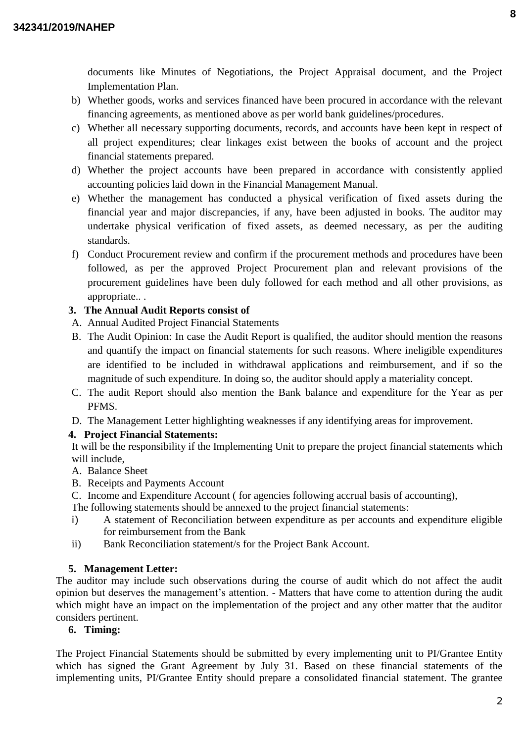documents like Minutes of Negotiations, the Project Appraisal document, and the Project Implementation Plan.

b) Whether goods, works and services financed have been procured in accordance with the relevant financing agreements, as mentioned above as per world bank guidelines/procedures.

c) Whether all necessary supporting documents, records, and accounts have been kept in respect of all project expenditures; clear linkages exist between the books of account and the project financial statements prepared.

d) Whether the project accounts have been prepared in accordance with consistently applied accounting policies laid down in the Financial Management Manual.

e) Whether the management has conducted a physical verification of fixed assets during the financial year and major discrepancies, if any, have been adjusted in books. The auditor may undertake physical verification of fixed assets, as deemed necessary, as per the auditing standards.

f) Conduct Procurement review and confirm if the procurement methods and procedures have been followed, as per the approved Project Procurement plan and relevant provisions of the procurement guidelines have been duly followed for each method and all other provisions, as appropriate.. .

**3. The Annual Audit Reports consist of**

A. Annual Audited Project Financial Statements

B. The Audit Opinion: In case the Audit Report is qualified, the auditor should mention the reasons and quantify the impact on financial statements for such reasons. Where ineligible expenditures are identified to be included in withdrawal applications and reimbursement, and if so the magnitude of such expenditure. In doing so, the auditor should apply a materiality concept.

C. The audit Report should also mention the Bank balance and expenditure for the Year as per PFMS.

D. The Management Letter highlighting weaknesses if any identifying areas for improvement.

**4. Project Financial Statements:**

It will be the responsibility if the Implementing Unit to prepare the project financial statements which will include,

A. Balance Sheet

B. Receipts and Payments Account

C. Income and Expenditure Account ( for agencies following accrual basis of accounting),

The following statements should be annexed to the project financial statements:

i) A statement of Reconciliation between expenditure as per accounts and expenditure eligible for reimbursement from the Bank

ii) Bank Reconciliation statement/s for the Project Bank Account.

**5. Management Letter:**

The auditor may include such observations during the course of audit which do not affect the audit opinion but deserves the management's attention. - Matters that have come to attention during the audit which might have an impact on the implementation of the project and any other matter that the auditor considers pertinent.

**6. Timing:**

The Project Financial Statements should be submitted by every implementing unit to PI/Grantee Entity which has signed the Grant Agreement by July 31. Based on these financial statements of the implementing units, PI/Grantee Entity should prepare a consolidated financial statement. The grantee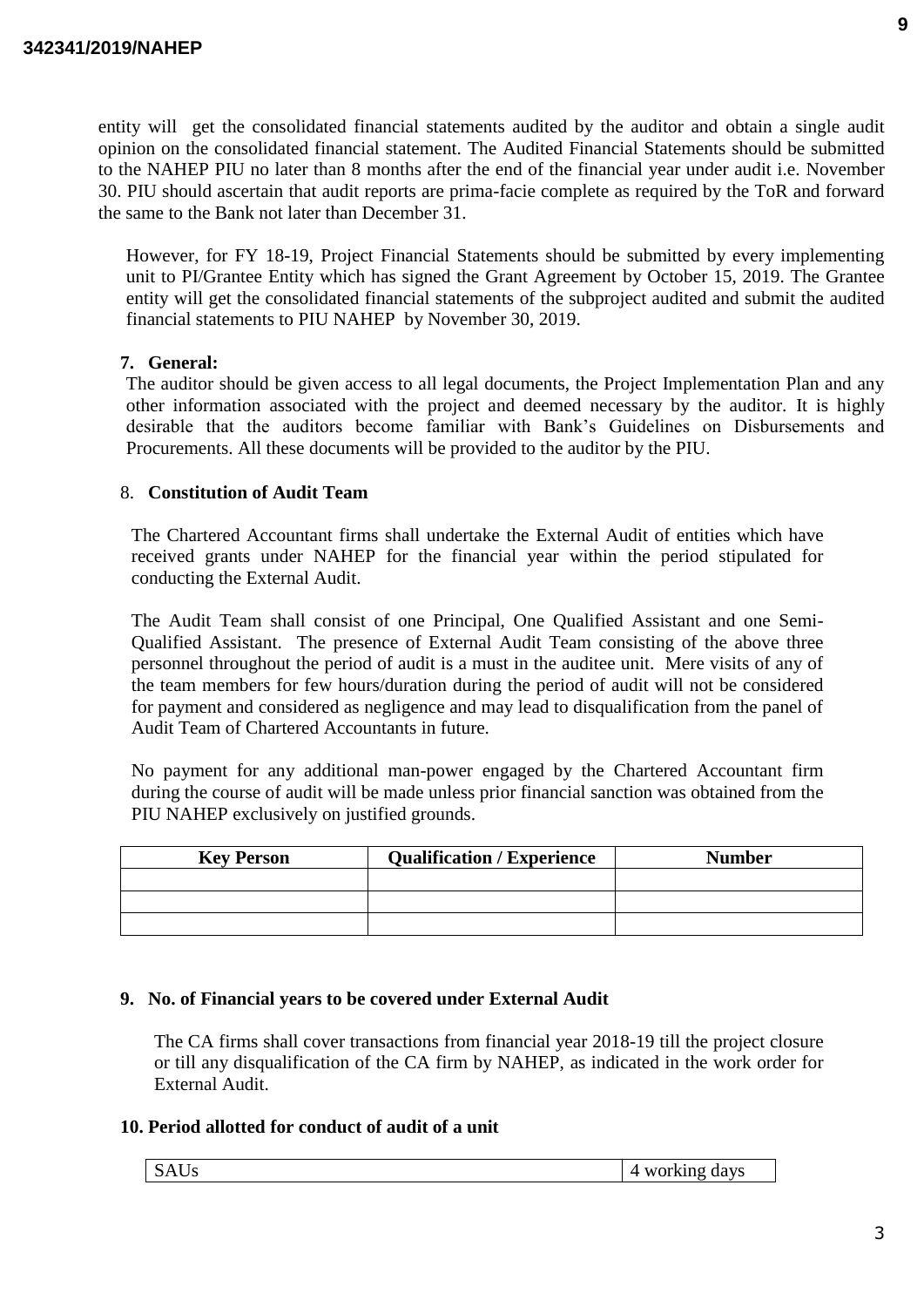entity will get the consolidated financial statements audited by the auditor and obtain a single audit opinion on the consolidated financial statement. The Audited Financial Statements should be submitted to the NAHEP PIU no later than 8 months after the end of the financial year under audit i.e. November 30. PIU should ascertain that audit reports are prima-facie complete as required by the ToR and forward the same to the Bank not later than December 31.

However, for FY 18-19, Project Financial Statements should be submitted by every implementing unit to PI/Grantee Entity which has signed the Grant Agreement by October 15, 2019. The Grantee entity will get the consolidated financial statements of the subproject audited and submit the audited financial statements to PIU NAHEP by November 30, 2019.

**7. General:**

The auditor should be given access to all legal documents, the Project Implementation Plan and any other information associated with the project and deemed necessary by the auditor. It is highly desirable that the auditors become familiar with Bank's Guidelines on Disbursements and Procurements. All these documents will be provided to the auditor by the PIU.

8. **Constitution of Audit Team**

The Chartered Accountant firms shall undertake the External Audit of entities which have received grants under NAHEP for the financial year within the period stipulated for conducting the External Audit.

The Audit Team shall consist of one Principal, One Qualified Assistant and one Semi-Qualified Assistant. The presence of External Audit Team consisting of the above three personnel throughout the period of audit is a must in the auditee unit. Mere visits of any of the team members for few hours/duration during the period of audit will not be considered for payment and considered as negligence and may lead to disqualification from the panel of Audit Team of Chartered Accountants in future.

No payment for any additional man-power engaged by the Chartered Accountant firm during the course of audit will be made unless prior financial sanction was obtained from the PIU NAHEP exclusively on justified grounds.

| Key Person | Qualification / Experience | Number |
|---|---|---|
| | | |
| | | |
| | | |

**9. No. of Financial years to be covered under External Audit**

The CA firms shall cover transactions from financial year 2018-19 till the project closure or till any disqualification of the CA firm by NAHEP, as indicated in the work order for External Audit.

**10. Period allotted for conduct of audit of a unit**

| SAUs | 4 working days |
|---|---|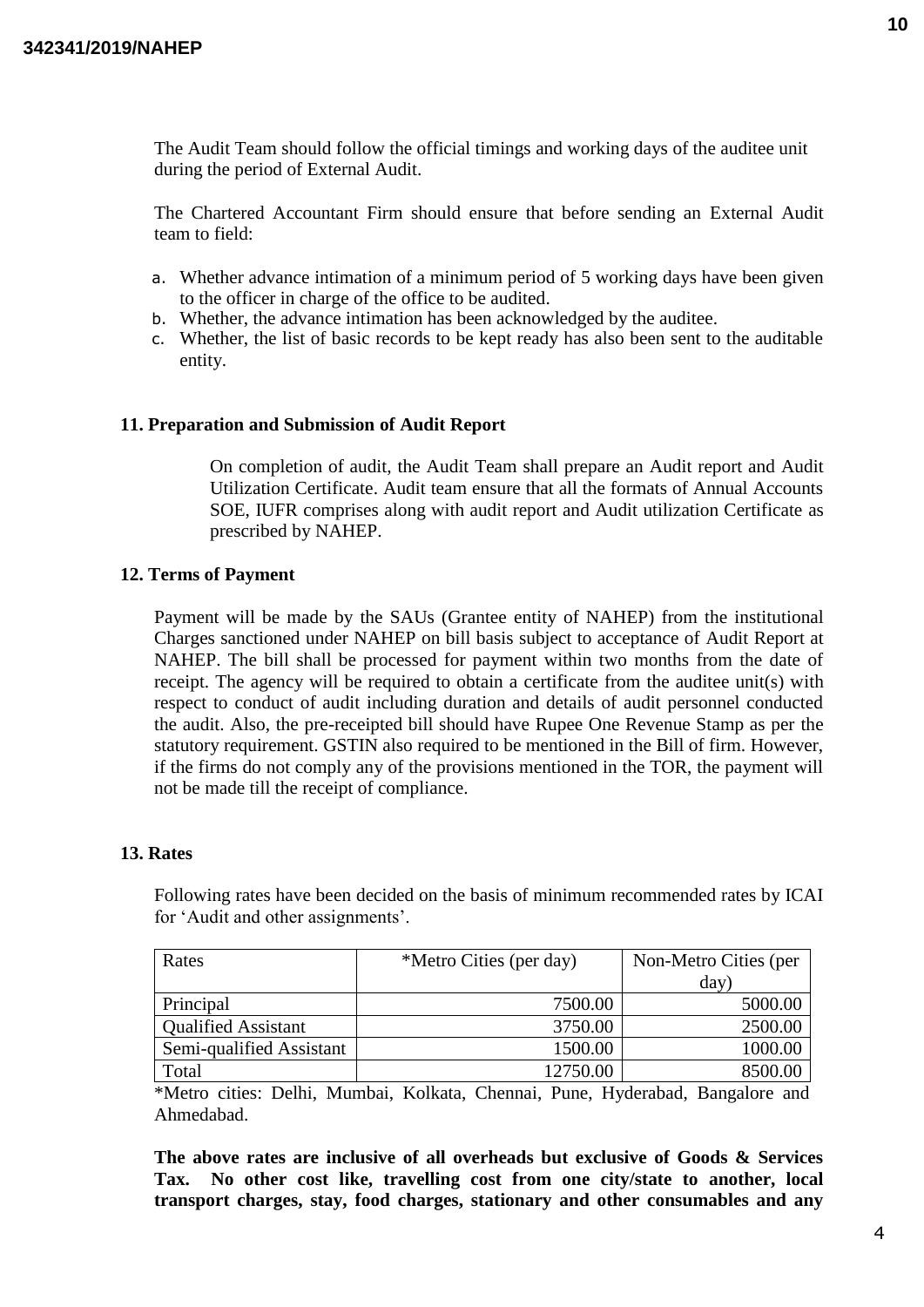The Audit Team should follow the official timings and working days of the auditee unit during the period of External Audit.

The Chartered Accountant Firm should ensure that before sending an External Audit team to field:

a. Whether advance intimation of a minimum period of 5 working days have been given to the officer in charge of the office to be audited.
b. Whether, the advance intimation has been acknowledged by the auditee.
c. Whether, the list of basic records to be kept ready has also been sent to the auditable entity.

**11. Preparation and Submission of Audit Report**

On completion of audit, the Audit Team shall prepare an Audit report and Audit Utilization Certificate. Audit team ensure that all the formats of Annual Accounts SOE, IUFR comprises along with audit report and Audit utilization Certificate as prescribed by NAHEP.

**12. Terms of Payment**

Payment will be made by the SAUs (Grantee entity of NAHEP) from the institutional Charges sanctioned under NAHEP on bill basis subject to acceptance of Audit Report at NAHEP. The bill shall be processed for payment within two months from the date of receipt. The agency will be required to obtain a certificate from the auditee unit(s) with respect to conduct of audit including duration and details of audit personnel conducted the audit. Also, the pre-receipted bill should have Rupee One Revenue Stamp as per the statutory requirement. GSTIN also required to be mentioned in the Bill of firm. However, if the firms do not comply any of the provisions mentioned in the TOR, the payment will not be made till the receipt of compliance.

**13. Rates**

Following rates have been decided on the basis of minimum recommended rates by ICAI for 'Audit and other assignments'.

| Rates | *Metro Cities (per day) | Non-Metro Cities (per day) |
|---|---|---|
| Principal | 7500.00 | 5000.00 |
| Qualified Assistant | 3750.00 | 2500.00 |
| Semi-qualified Assistant | 1500.00 | 1000.00 |
| Total | 12750.00 | 8500.00 |

*Metro cities: Delhi, Mumbai, Kolkata, Chennai, Pune, Hyderabad, Bangalore and Ahmedabad.

**The above rates are inclusive of all overheads but exclusive of Goods & Services Tax. No other cost like, travelling cost from one city/state to another, local transport charges, stay, food charges, stationary and other consumables and any**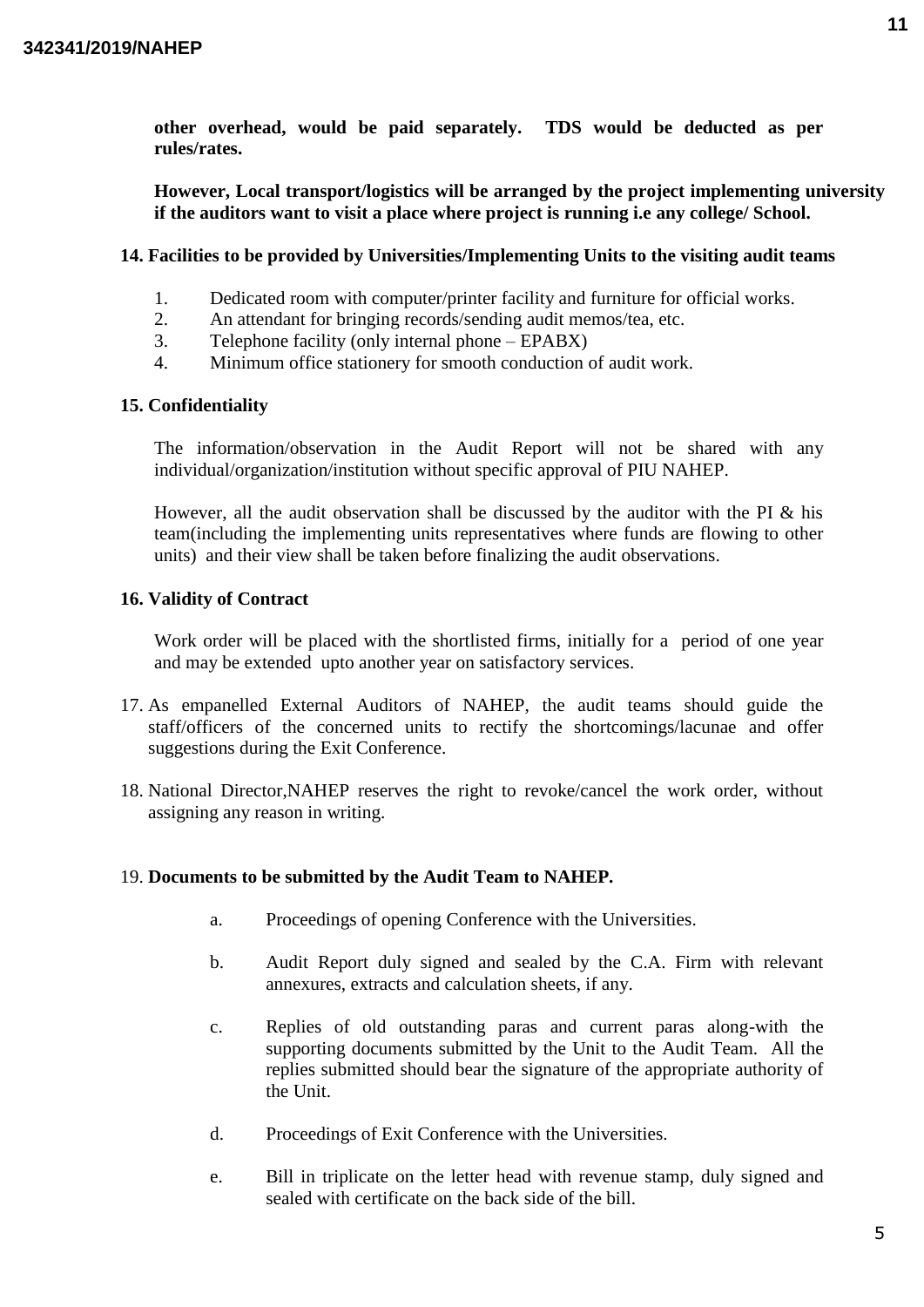**other overhead, would be paid separately. TDS would be deducted as per rules/rates.**

**However, Local transport/logistics will be arranged by the project implementing university if the auditors want to visit a place where project is running i.e any college/ School.**

**14. Facilities to be provided by Universities/Implementing Units to the visiting audit teams**

1. Dedicated room with computer/printer facility and furniture for official works.
2. An attendant for bringing records/sending audit memos/tea, etc.
3. Telephone facility (only internal phone – EPABX)
4. Minimum office stationery for smooth conduction of audit work.

**15. Confidentiality**

The information/observation in the Audit Report will not be shared with any individual/organization/institution without specific approval of PIU NAHEP.

However, all the audit observation shall be discussed by the auditor with the PI & his team(including the implementing units representatives where funds are flowing to other units) and their view shall be taken before finalizing the audit observations.

**16. Validity of Contract**

Work order will be placed with the shortlisted firms, initially for a period of one year and may be extended upto another year on satisfactory services.

17. As empanelled External Auditors of NAHEP, the audit teams should guide the staff/officers of the concerned units to rectify the shortcomings/lacunae and offer suggestions during the Exit Conference.

18. National Director,NAHEP reserves the right to revoke/cancel the work order, without assigning any reason in writing.

19. **Documents to be submitted by the Audit Team to NAHEP.**

a. Proceedings of opening Conference with the Universities.

b. Audit Report duly signed and sealed by the C.A. Firm with relevant annexures, extracts and calculation sheets, if any.

c. Replies of old outstanding paras and current paras along-with the supporting documents submitted by the Unit to the Audit Team. All the replies submitted should bear the signature of the appropriate authority of the Unit.

d. Proceedings of Exit Conference with the Universities.

e. Bill in triplicate on the letter head with revenue stamp, duly signed and sealed with certificate on the back side of the bill.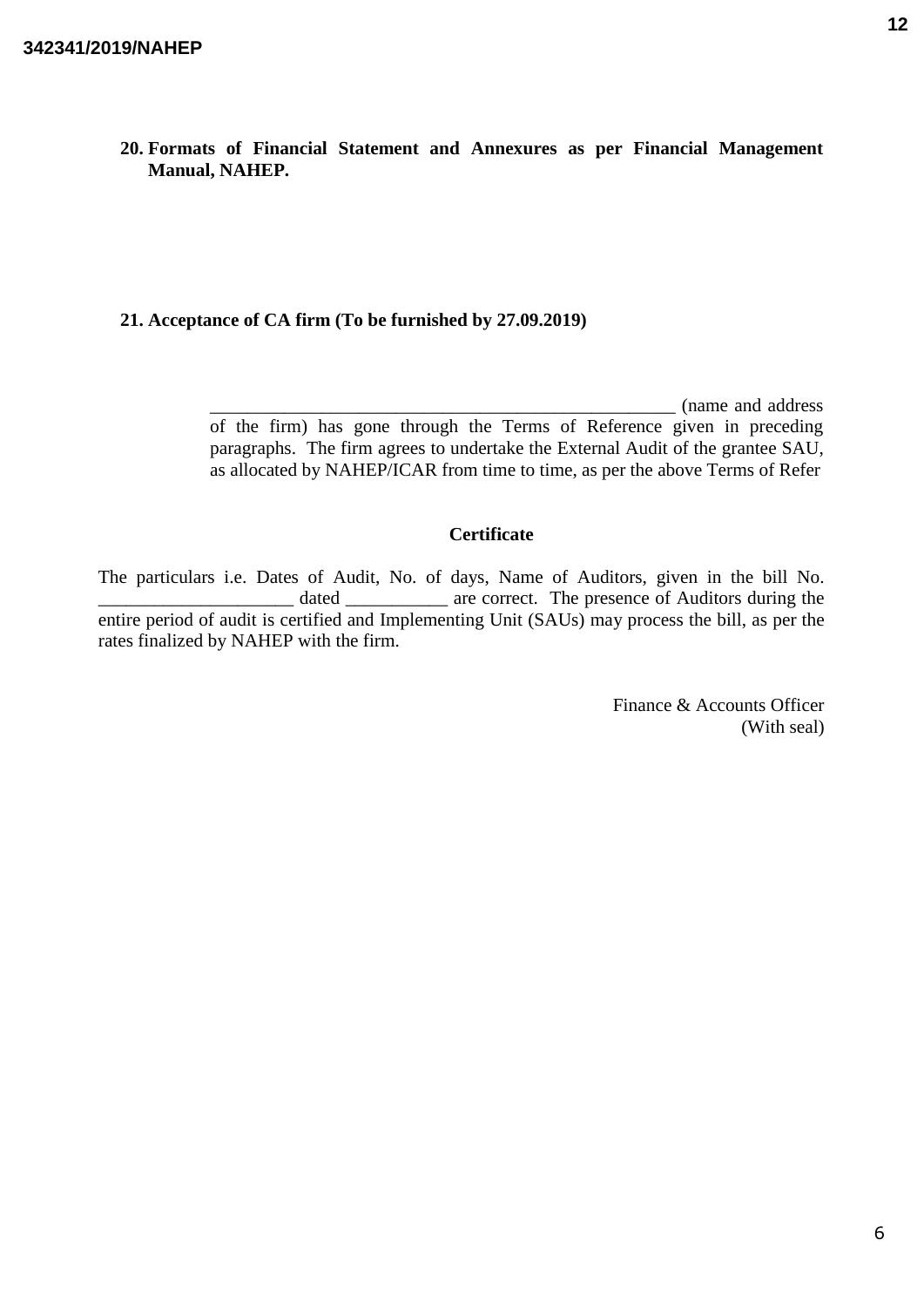**20. Formats of Financial Statement and Annexures as per Financial Management Manual, NAHEP.**

**21. Acceptance of CA firm (To be furnished by 27.09.2019)**

> ________________________________________________ (name and address of the firm) has gone through the Terms of Reference given in preceding paragraphs. The firm agrees to undertake the External Audit of the grantee SAU, as allocated by NAHEP/ICAR from time to time, as per the above Terms of Refer

**Certificate**

The particulars i.e. Dates of Audit, No. of days, Name of Auditors, given in the bill No. ____________________ dated __________ are correct. The presence of Auditors during the entire period of audit is certified and Implementing Unit (SAUs) may process the bill, as per the rates finalized by NAHEP with the firm.

Finance & Accounts Officer
(With seal)